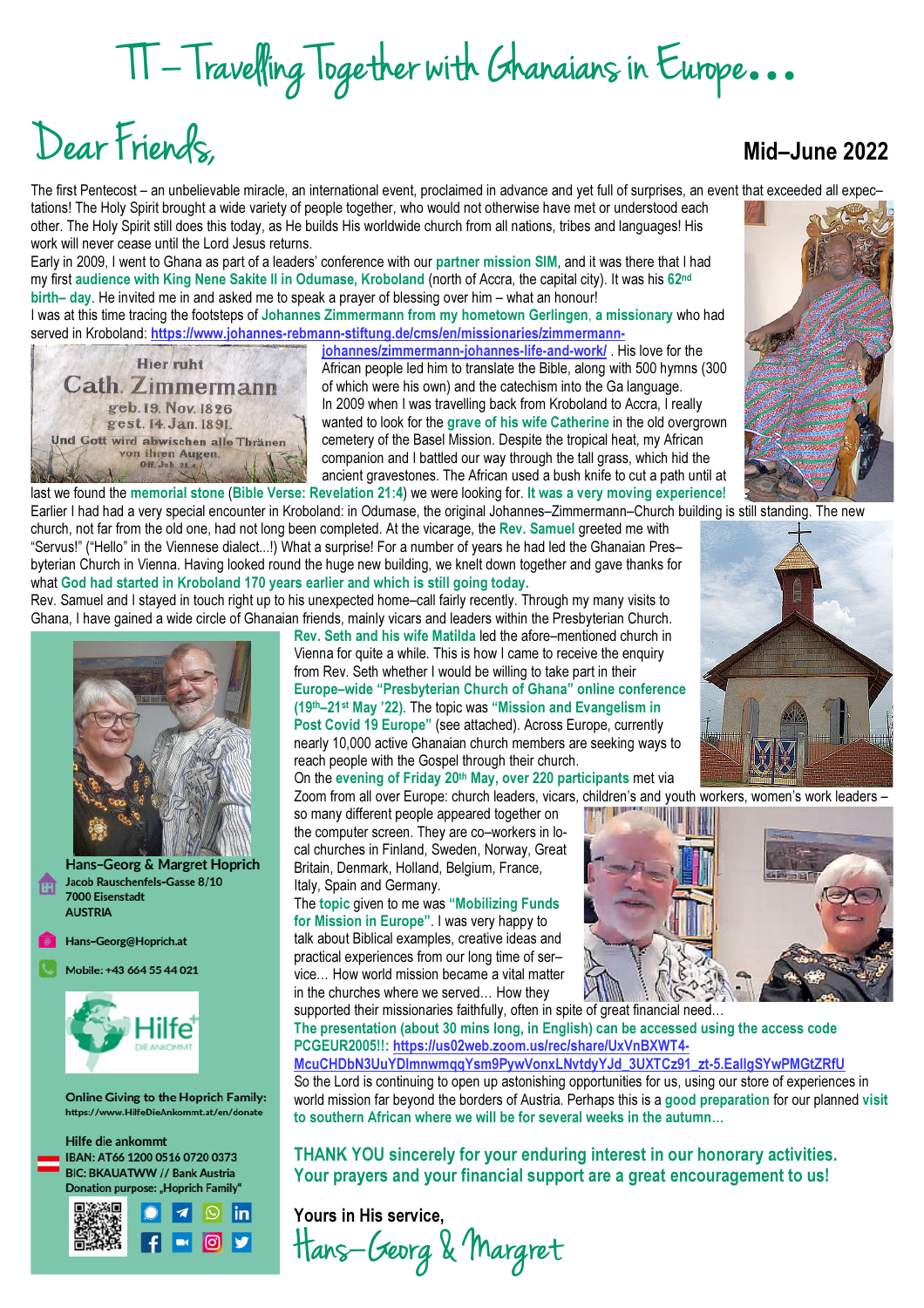# TT – Travelling Together with Ghanaians in Europe…

# Dear Friends,

**Mid–June 2022**

The first Pentecost – an unbelievable miracle, an international event, proclaimed in advance and yet full of surprises, an event that exceeded all expectations! The Holy Spirit brought a wide variety of people together, who would not otherwise have met or understood each other. The Holy Spirit still does this today, as He builds His worldwide church from all nations, tribes and languages! His work will never cease until the Lord Jesus returns.

Early in 2009, I went to Ghana as part of a leaders' conference with our **partner mission SIM**, and it was there that I had my first **audience with King Nene Sakite II in Odumase, Kroboland** (north of Accra, the capital city). It was his **62nd birth– day**. He invited me in and asked me to speak a prayer of blessing over him – what an honour!

I was at this time tracing the footsteps of **Johannes Zimmermann from my hometown Gerlingen**, **a missionary** who had served in Kroboland: https://www.johannes-rebmann-stiftung.de/cms/en/missionaries/zimmermann-johannes/zimmermann-johannes-life-and-work/ . His love for the African people led him to translate the Bible, along with 500 hymns (300 of which were his own) and the catechism into the Ga language.

Hier ruht
Cath. Zimmermann
geb. 19. Nov. 1826
gest. 14. Jan. 1891.
Und Gott wird abwischen alle Thränen von ihren Augen.
Off. Joh. 21.4

In 2009 when I was travelling back from Kroboland to Accra, I really wanted to look for the **grave of his wife Catherine** in the old overgrown cemetery of the Basel Mission. Despite the tropical heat, my African companion and I battled our way through the tall grass, which hid the ancient gravestones. The African used a bush knife to cut a path until at last we found the **memorial stone** (**Bible Verse: Revelation 21:4**) we were looking for. **It was a very moving experience!**

Earlier I had had a very special encounter in Kroboland: in Odumase, the original Johannes–Zimmermann–Church building is still standing. The new church, not far from the old one, had not long been completed. At the vicarage, the **Rev. Samuel** greeted me with "Servus!" ("Hello" in the Viennese dialect…!) What a surprise! For a number of years he had led the Ghanaian Presbyterian Church in Vienna. Having looked round the huge new building, we knelt down together and gave thanks for what **God had started in Kroboland 170 years earlier and which is still going today.**

Rev. Samuel and I stayed in touch right up to his unexpected home–call fairly recently. Through my many visits to Ghana, I have gained a wide circle of Ghanaian friends, mainly vicars and leaders within the Presbyterian Church.

**Rev. Seth and his wife Matilda** led the afore–mentioned church in Vienna for quite a while. This is how I came to receive the enquiry from Rev. Seth whether I would be willing to take part in their **Europe–wide "Presbyterian Church of Ghana" online conference (19th–21st May '22)**. The topic was **"Mission and Evangelism in Post Covid 19 Europe"** (see attached). Across Europe, currently nearly 10,000 active Ghanaian church members are seeking ways to reach people with the Gospel through their church.

On the **evening of Friday 20th May, over 220 participants** met via Zoom from all over Europe: church leaders, vicars, children's and youth workers, women's work leaders – so many different people appeared together on the computer screen. They are co–workers in local churches in Finland, Sweden, Norway, Great Britain, Denmark, Holland, Belgium, France, Italy, Spain and Germany.

The **topic** given to me was **"Mobilizing Funds for Mission in Europe"**. I was very happy to talk about Biblical examples, creative ideas and practical experiences from our long time of service… How world mission became a vital matter in the churches where we served… How they supported their missionaries faithfully, often in spite of great financial need…

**The presentation (about 30 mins long, in English) can be accessed using the access code PCGEUR2005!!:** https://us02web.zoom.us/rec/share/UxVnBXWT4-McuCHDbN3UuYDlmnwmqqYsm9PywVonxLNvtdyYJd_3UXTCz91_zt-5.EallgSYwPMGtZRfU

So the Lord is continuing to open up astonishing opportunities for us, using our store of experiences in world mission far beyond the borders of Austria. Perhaps this is a **good preparation** for our planned **visit to southern African where we will be for several weeks in the autumn…**

**THANK YOU sincerely for your enduring interest in our honorary activities. Your prayers and your financial support are a great encouragement to us!**

**Yours in His service,**

Hans–Georg & Margret

---

**Hans–Georg & Margret Hoprich**
Jacob Rauschenfels-Gasse 8/10
7000 Eisenstadt
AUSTRIA

Hans-Georg@Hoprich.at

Mobile: +43 664 55 44 021

Hilfe DIE ANKOMMT

**Online Giving to the Hoprich Family:**
https://www.HilfeDieAnkommt.at/en/donate

Hilfe die ankommt
IBAN: AT66 1200 0516 0720 0373
BIC: BKAUATWW // Bank Austria
Donation purpose: „Hoprich Family"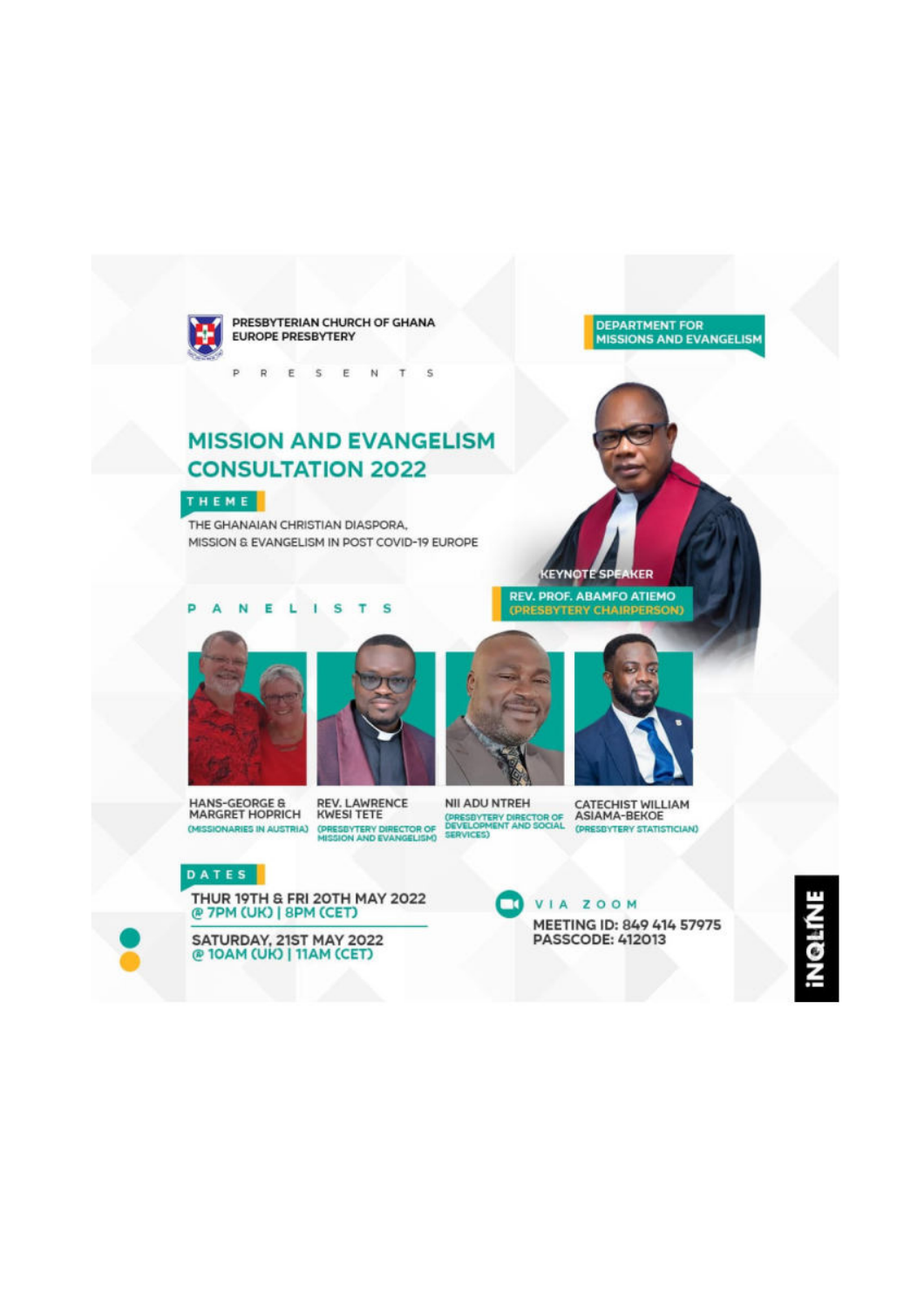PRESBYTERIAN CHURCH OF GHANA
EUROPE PRESBYTERY

DEPARTMENT FOR MISSIONS AND EVANGELISM

P R E S E N T S

# MISSION AND EVANGELISM CONSULTATION 2022

## THEME

THE GHANAIAN CHRISTIAN DIASPORA, MISSION & EVANGELISM IN POST COVID-19 EUROPE

KEYNOTE SPEAKER

REV. PROF. ABAMFO ATIEMO (PRESBYTERY CHAIRPERSON)

## PANELISTS

- HANS-GEORGE & MARGRET HOPRICH (MISSIONARIES IN AUSTRIA)
- REV. LAWRENCE KWESI TETE (PRESBYTERY DIRECTOR OF MISSION AND EVANGELISM)
- NII ADU NTREH (PRESBYTERY DIRECTOR OF DEVELOPMENT AND SOCIAL SERVICES)
- CATECHIST WILLIAM ASIAMA-BEKOE (PRESBYTERY STATISTICIAN)

## DATES

THUR 19TH & FRI 20TH MAY 2022
@ 7PM (UK) | 8PM (CET)

SATURDAY, 21ST MAY 2022
@ 10AM (UK) | 11AM (CET)

VIA ZOOM

MEETING ID: 849 414 57975
PASSCODE: 412013

iNQLINE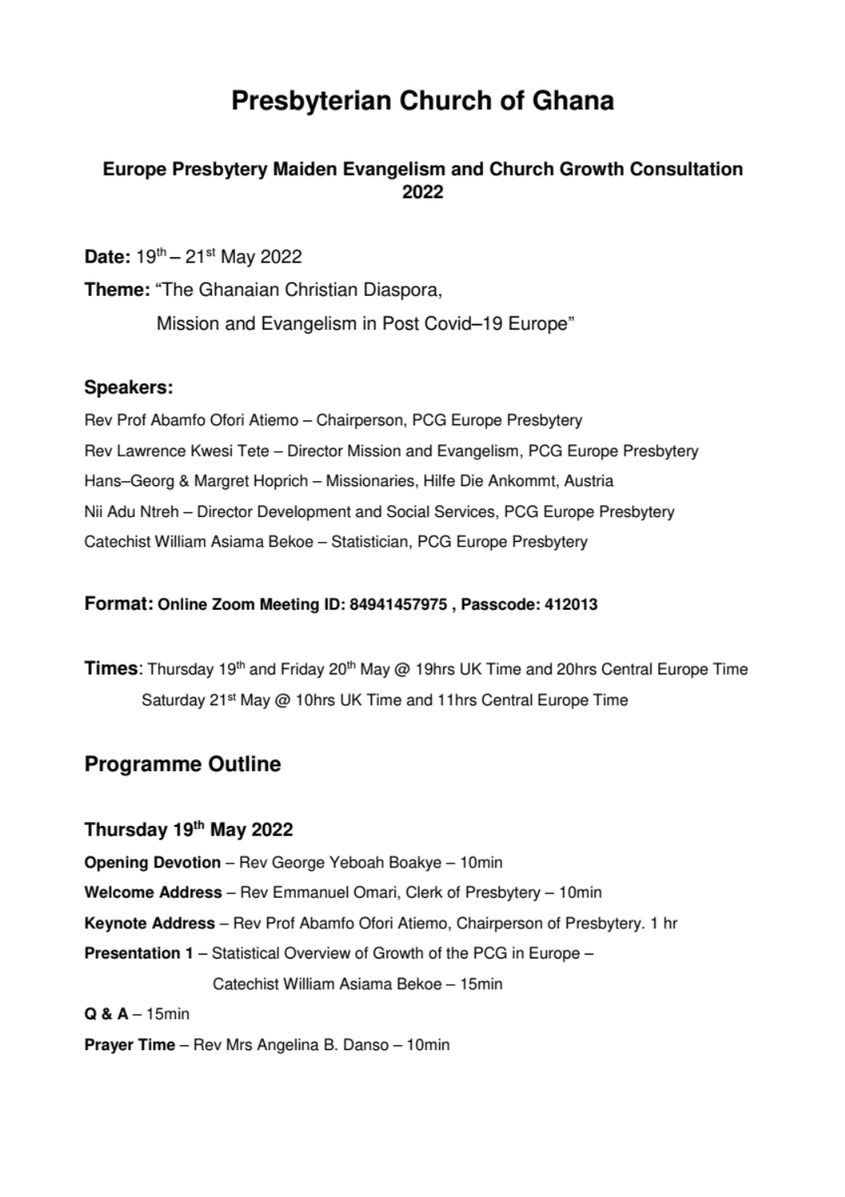# Presbyterian Church of Ghana

### Europe Presbytery Maiden Evangelism and Church Growth Consultation 2022

**Date:** 19th – 21st May 2022

**Theme:** "The Ghanaian Christian Diaspora,
Mission and Evangelism in Post Covid–19 Europe"

### Speakers:

Rev Prof Abamfo Ofori Atiemo – Chairperson, PCG Europe Presbytery

Rev Lawrence Kwesi Tete – Director Mission and Evangelism, PCG Europe Presbytery

Hans–Georg & Margret Hoprich – Missionaries, Hilfe Die Ankommt, Austria

Nii Adu Ntreh – Director Development and Social Services, PCG Europe Presbytery

Catechist William Asiama Bekoe – Statistician, PCG Europe Presbytery

**Format: Online Zoom Meeting ID: 84941457975 , Passcode: 412013**

**Times**: Thursday 19th and Friday 20th May @ 19hrs UK Time and 20hrs Central Europe Time
Saturday 21st May @ 10hrs UK Time and 11hrs Central Europe Time

## Programme Outline

### Thursday 19th May 2022

**Opening Devotion** – Rev George Yeboah Boakye – 10min

**Welcome Address** – Rev Emmanuel Omari, Clerk of Presbytery – 10min

**Keynote Address** – Rev Prof Abamfo Ofori Atiemo, Chairperson of Presbytery. 1 hr

**Presentation 1** – Statistical Overview of Growth of the PCG in Europe –
Catechist William Asiama Bekoe – 15min

**Q & A** – 15min

**Prayer Time** – Rev Mrs Angelina B. Danso – 10min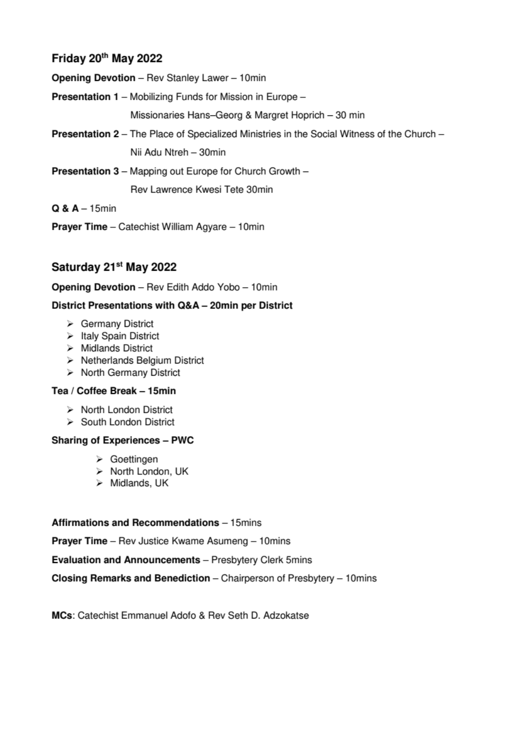### Friday 20th May 2022

**Opening Devotion** – Rev Stanley Lawer – 10min

**Presentation 1** – Mobilizing Funds for Mission in Europe –
Missionaries Hans–Georg & Margret Hoprich – 30 min

**Presentation 2** – The Place of Specialized Ministries in the Social Witness of the Church –
Nii Adu Ntreh – 30min

**Presentation 3** – Mapping out Europe for Church Growth –
Rev Lawrence Kwesi Tete 30min

**Q & A** – 15min

**Prayer Time** – Catechist William Agyare – 10min

### Saturday 21st May 2022

**Opening Devotion** – Rev Edith Addo Yobo – 10min

**District Presentations with Q&A – 20min per District**

- Germany District
- Italy Spain District
- Midlands District
- Netherlands Belgium District
- North Germany District

**Tea / Coffee Break – 15min**

- North London District
- South London District

**Sharing of Experiences – PWC**

- Goettingen
- North London, UK
- Midlands, UK

**Affirmations and Recommendations** – 15mins

**Prayer Time** – Rev Justice Kwame Asumeng – 10mins

**Evaluation and Announcements** – Presbytery Clerk 5mins

**Closing Remarks and Benediction** – Chairperson of Presbytery – 10mins

**MCs**: Catechist Emmanuel Adofo & Rev Seth D. Adzokatse